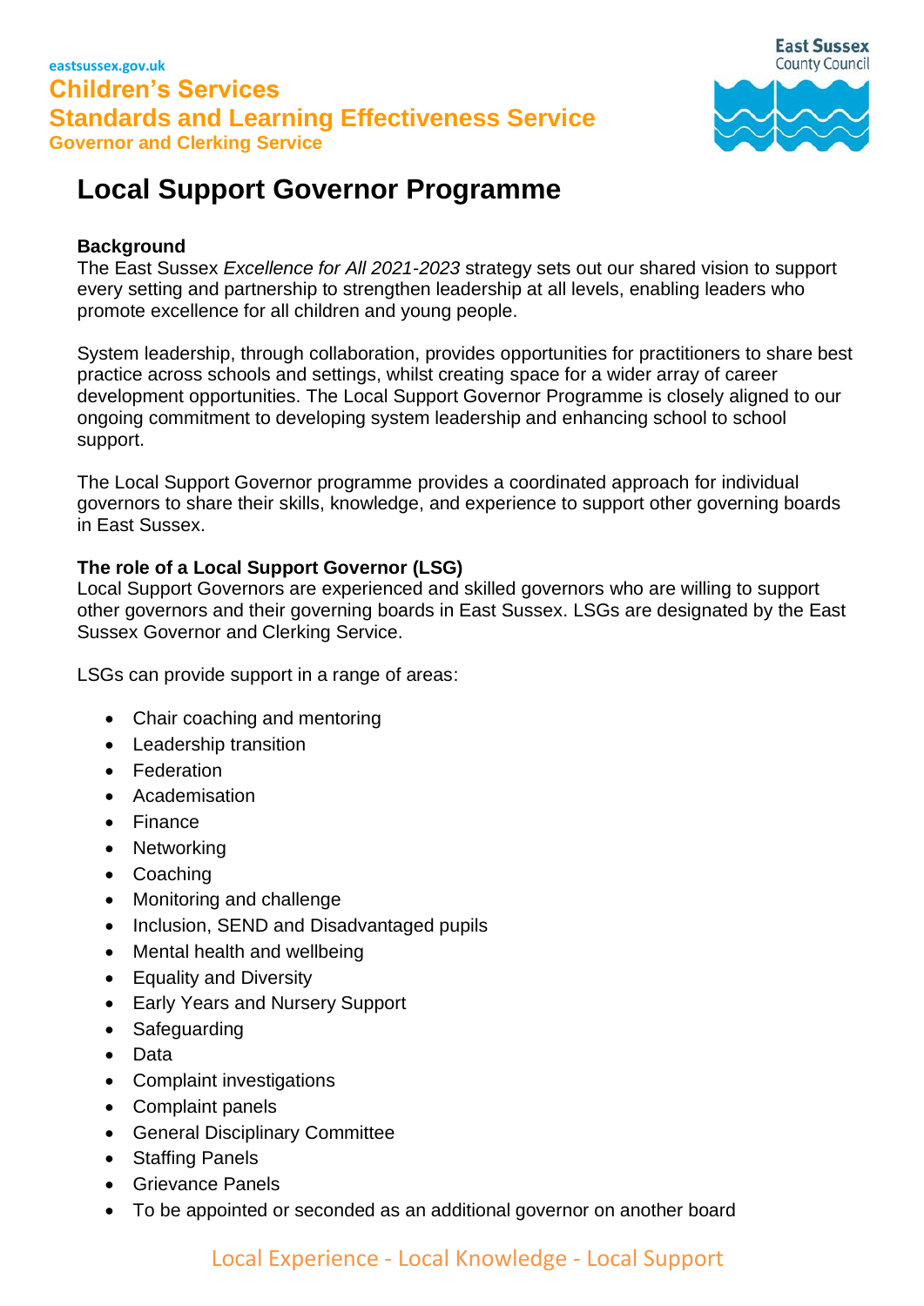eastsussex.gov.uk

**Children's Services**
**Standards and Learning Effectiveness Service**
**Governor and Clerking Service**

# Local Support Governor Programme

**Background**

The East Sussex *Excellence for All 2021-2023* strategy sets out our shared vision to support every setting and partnership to strengthen leadership at all levels, enabling leaders who promote excellence for all children and young people.

System leadership, through collaboration, provides opportunities for practitioners to share best practice across schools and settings, whilst creating space for a wider array of career development opportunities. The Local Support Governor Programme is closely aligned to our ongoing commitment to developing system leadership and enhancing school to school support.

The Local Support Governor programme provides a coordinated approach for individual governors to share their skills, knowledge, and experience to support other governing boards in East Sussex.

**The role of a Local Support Governor (LSG)**

Local Support Governors are experienced and skilled governors who are willing to support other governors and their governing boards in East Sussex. LSGs are designated by the East Sussex Governor and Clerking Service.

LSGs can provide support in a range of areas:

- Chair coaching and mentoring
- Leadership transition
- Federation
- Academisation
- Finance
- Networking
- Coaching
- Monitoring and challenge
- Inclusion, SEND and Disadvantaged pupils
- Mental health and wellbeing
- Equality and Diversity
- Early Years and Nursery Support
- Safeguarding
- Data
- Complaint investigations
- Complaint panels
- General Disciplinary Committee
- Staffing Panels
- Grievance Panels
- To be appointed or seconded as an additional governor on another board

Local Experience - Local Knowledge - Local Support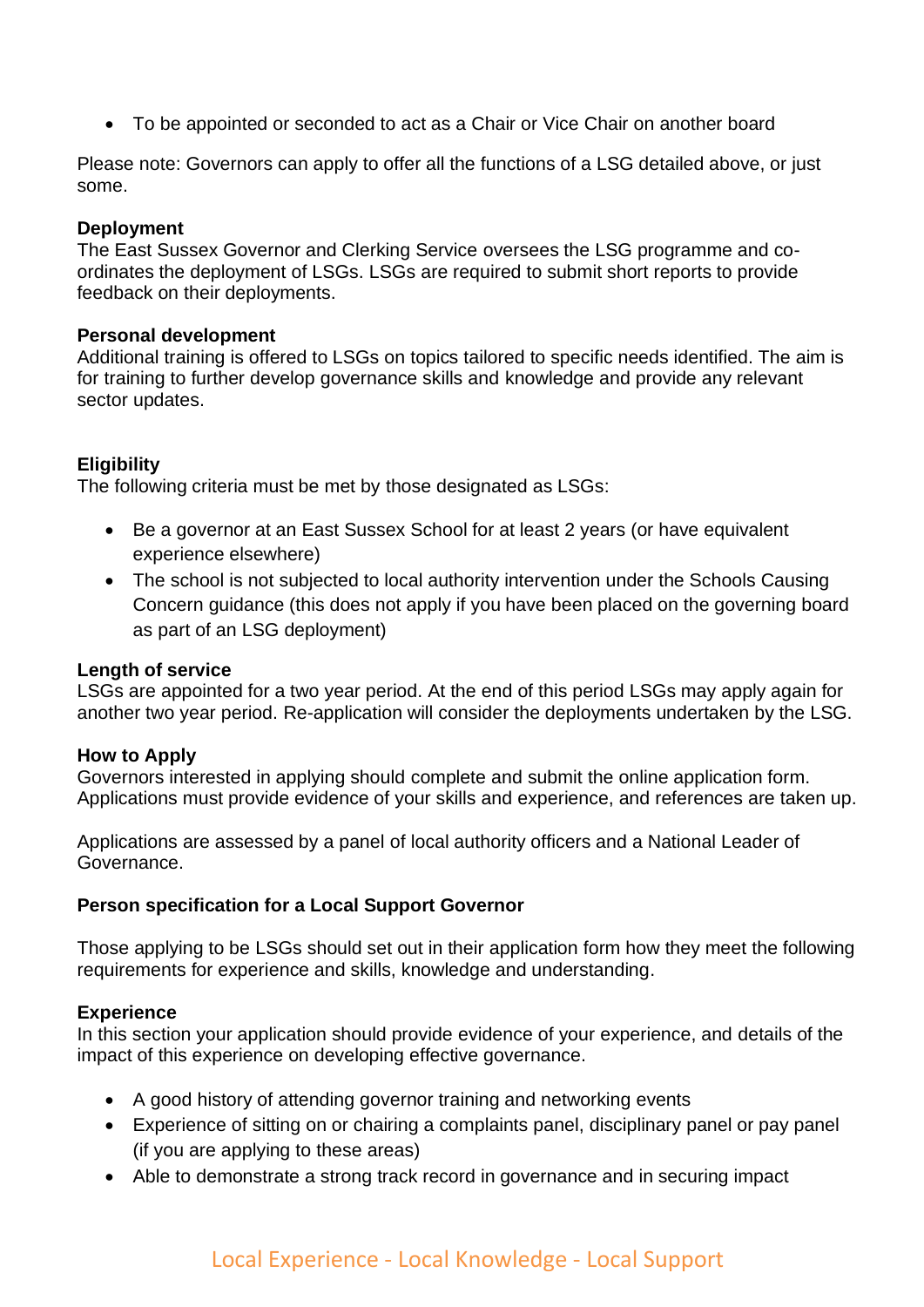- To be appointed or seconded to act as a Chair or Vice Chair on another board

Please note: Governors can apply to offer all the functions of a LSG detailed above, or just some.

**Deployment**
The East Sussex Governor and Clerking Service oversees the LSG programme and co-ordinates the deployment of LSGs. LSGs are required to submit short reports to provide feedback on their deployments.

**Personal development**
Additional training is offered to LSGs on topics tailored to specific needs identified. The aim is for training to further develop governance skills and knowledge and provide any relevant sector updates.

**Eligibility**
The following criteria must be met by those designated as LSGs:

- Be a governor at an East Sussex School for at least 2 years (or have equivalent experience elsewhere)
- The school is not subjected to local authority intervention under the Schools Causing Concern guidance (this does not apply if you have been placed on the governing board as part of an LSG deployment)

**Length of service**
LSGs are appointed for a two year period. At the end of this period LSGs may apply again for another two year period. Re-application will consider the deployments undertaken by the LSG.

**How to Apply**
Governors interested in applying should complete and submit the online application form. Applications must provide evidence of your skills and experience, and references are taken up.

Applications are assessed by a panel of local authority officers and a National Leader of Governance.

**Person specification for a Local Support Governor**

Those applying to be LSGs should set out in their application form how they meet the following requirements for experience and skills, knowledge and understanding.

**Experience**
In this section your application should provide evidence of your experience, and details of the impact of this experience on developing effective governance.

- A good history of attending governor training and networking events
- Experience of sitting on or chairing a complaints panel, disciplinary panel or pay panel (if you are applying to these areas)
- Able to demonstrate a strong track record in governance and in securing impact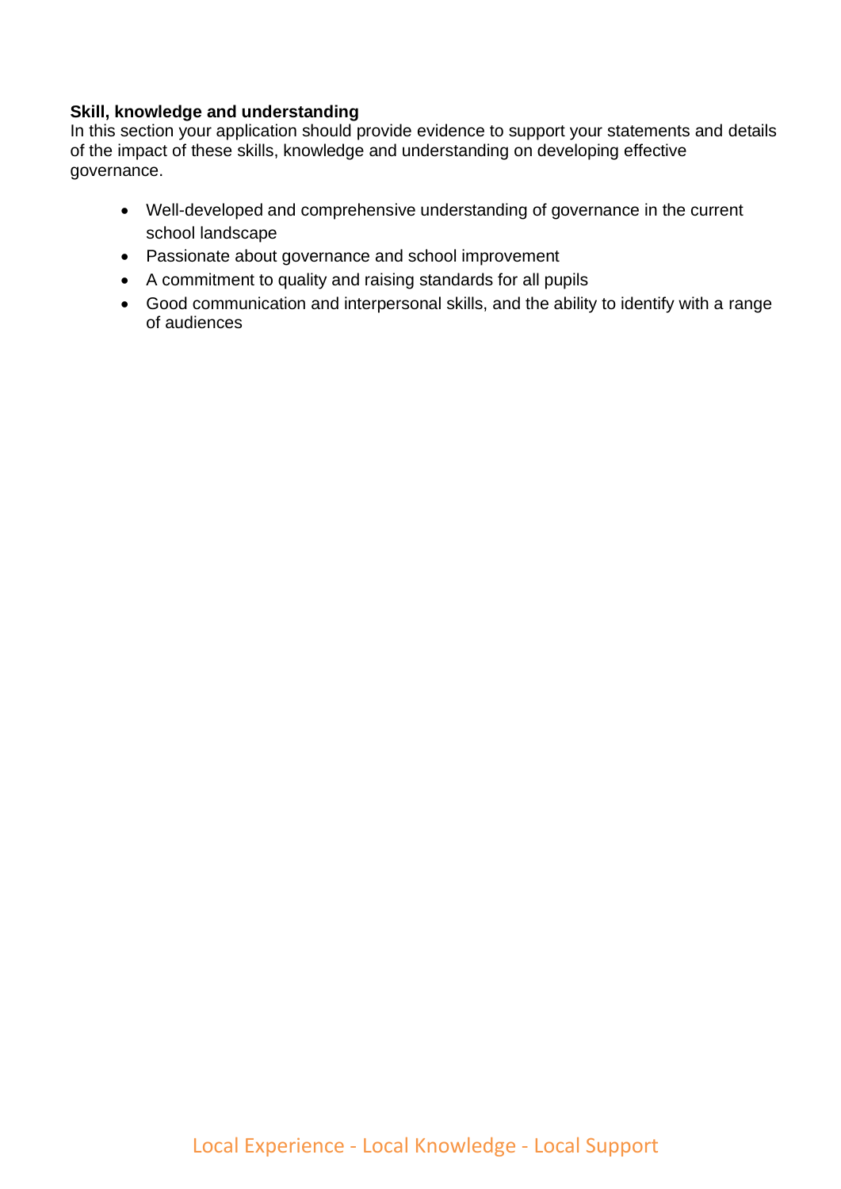**Skill, knowledge and understanding**

In this section your application should provide evidence to support your statements and details of the impact of these skills, knowledge and understanding on developing effective governance.

- Well-developed and comprehensive understanding of governance in the current school landscape
- Passionate about governance and school improvement
- A commitment to quality and raising standards for all pupils
- Good communication and interpersonal skills, and the ability to identify with a range of audiences